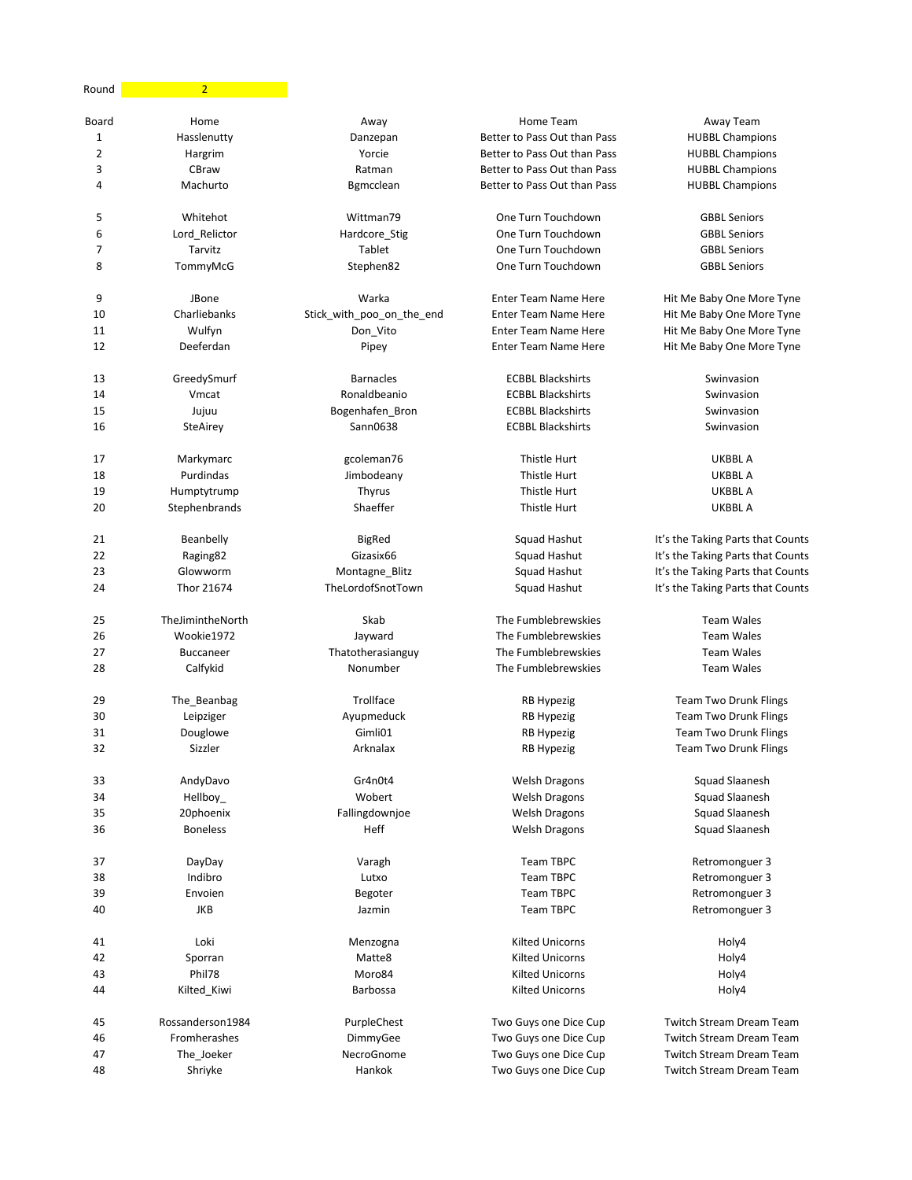Round 2

| Board | Home | Away | Home Team | Away Team |
|---|---|---|---|---|
| 1 | Hasslenutty | Danzepan | Better to Pass Out than Pass | HUBBL Champions |
| 2 | Hargrim | Yorcie | Better to Pass Out than Pass | HUBBL Champions |
| 3 | CBraw | Ratman | Better to Pass Out than Pass | HUBBL Champions |
| 4 | Machurto | Bgmcclean | Better to Pass Out than Pass | HUBBL Champions |
| | | | | |
| 5 | Whitehot | Wittman79 | One Turn Touchdown | GBBL Seniors |
| 6 | Lord_Relictor | Hardcore_Stig | One Turn Touchdown | GBBL Seniors |
| 7 | Tarvitz | Tablet | One Turn Touchdown | GBBL Seniors |
| 8 | TommyMcG | Stephen82 | One Turn Touchdown | GBBL Seniors |
| | | | | |
| 9 | JBone | Warka | Enter Team Name Here | Hit Me Baby One More Tyne |
| 10 | Charliebanks | Stick_with_poo_on_the_end | Enter Team Name Here | Hit Me Baby One More Tyne |
| 11 | Wulfyn | Don_Vito | Enter Team Name Here | Hit Me Baby One More Tyne |
| 12 | Deeferdan | Pipey | Enter Team Name Here | Hit Me Baby One More Tyne |
| | | | | |
| 13 | GreedySmurf | Barnacles | ECBBL Blackshirts | Swinvasion |
| 14 | Vmcat | Ronaldbeanio | ECBBL Blackshirts | Swinvasion |
| 15 | Jujuu | Bogenhafen_Bron | ECBBL Blackshirts | Swinvasion |
| 16 | SteAirey | Sann0638 | ECBBL Blackshirts | Swinvasion |
| | | | | |
| 17 | Markymarc | gcoleman76 | Thistle Hurt | UKBBL A |
| 18 | Purdindas | Jimbodeany | Thistle Hurt | UKBBL A |
| 19 | Humptytrump | Thyrus | Thistle Hurt | UKBBL A |
| 20 | Stephenbrands | Shaeffer | Thistle Hurt | UKBBL A |
| | | | | |
| 21 | Beanbelly | BigRed | Squad Hashut | It's the Taking Parts that Counts |
| 22 | Raging82 | Gizasix66 | Squad Hashut | It's the Taking Parts that Counts |
| 23 | Glowworm | Montagne_Blitz | Squad Hashut | It's the Taking Parts that Counts |
| 24 | Thor 21674 | TheLordofSnotTown | Squad Hashut | It's the Taking Parts that Counts |
| | | | | |
| 25 | TheJimintheNorth | Skab | The Fumblebrewskies | Team Wales |
| 26 | Wookie1972 | Jayward | The Fumblebrewskies | Team Wales |
| 27 | Buccaneer | Thatotherasianguy | The Fumblebrewskies | Team Wales |
| 28 | Calfykid | Nonumber | The Fumblebrewskies | Team Wales |
| | | | | |
| 29 | The_Beanbag | Trollface | RB Hypezig | Team Two Drunk Flings |
| 30 | Leipziger | Ayupmeduck | RB Hypezig | Team Two Drunk Flings |
| 31 | Douglowe | Gimli01 | RB Hypezig | Team Two Drunk Flings |
| 32 | Sizzler | Arknalax | RB Hypezig | Team Two Drunk Flings |
| | | | | |
| 33 | AndyDavo | Gr4n0t4 | Welsh Dragons | Squad Slaanesh |
| 34 | Hellboy_ | Wobert | Welsh Dragons | Squad Slaanesh |
| 35 | 20phoenix | Fallingdownjoe | Welsh Dragons | Squad Slaanesh |
| 36 | Boneless | Heff | Welsh Dragons | Squad Slaanesh |
| | | | | |
| 37 | DayDay | Varagh | Team TBPC | Retromonguer 3 |
| 38 | Indibro | Lutxo | Team TBPC | Retromonguer 3 |
| 39 | Envoien | Begoter | Team TBPC | Retromonguer 3 |
| 40 | JKB | Jazmin | Team TBPC | Retromonguer 3 |
| | | | | |
| 41 | Loki | Menzogna | Kilted Unicorns | Holy4 |
| 42 | Sporran | Matte8 | Kilted Unicorns | Holy4 |
| 43 | Phil78 | Moro84 | Kilted Unicorns | Holy4 |
| 44 | Kilted_Kiwi | Barbossa | Kilted Unicorns | Holy4 |
| | | | | |
| 45 | Rossanderson1984 | PurpleChest | Two Guys one Dice Cup | Twitch Stream Dream Team |
| 46 | Fromherashes | DimmyGee | Two Guys one Dice Cup | Twitch Stream Dream Team |
| 47 | The_Joeker | NecroGnome | Two Guys one Dice Cup | Twitch Stream Dream Team |
| 48 | Shriyke | Hankok | Two Guys one Dice Cup | Twitch Stream Dream Team |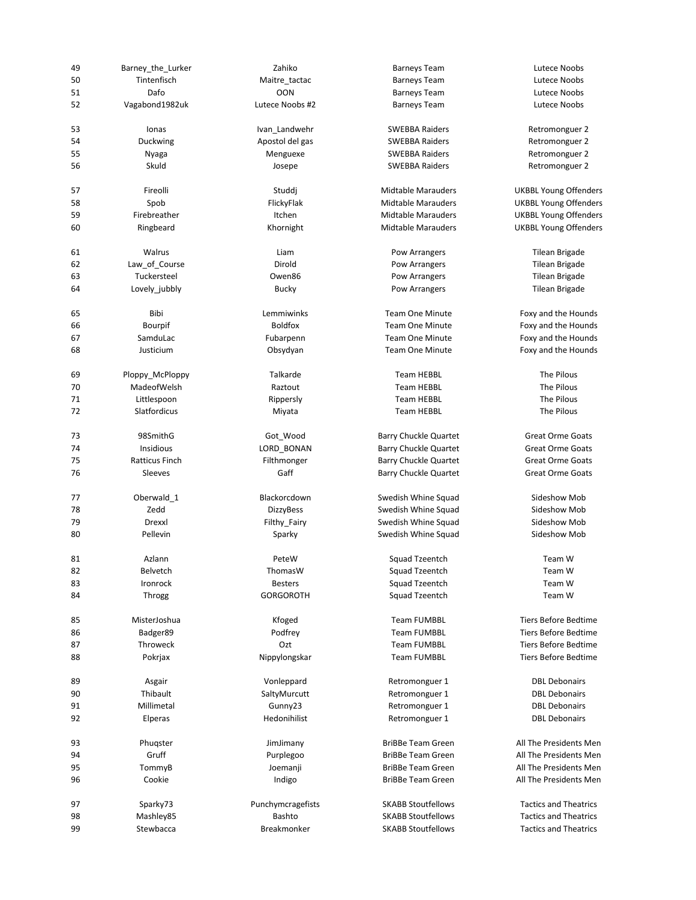| | | | | |
|---|---|---|---|---|
| 49 | Barney_the_Lurker | Zahiko | Barneys Team | Lutece Noobs |
| 50 | Tintenfisch | Maitre_tactac | Barneys Team | Lutece Noobs |
| 51 | Dafo | OON | Barneys Team | Lutece Noobs |
| 52 | Vagabond1982uk | Lutece Noobs #2 | Barneys Team | Lutece Noobs |
| 53 | Ionas | Ivan_Landwehr | SWEBBA Raiders | Retromonguer 2 |
| 54 | Duckwing | Apostol del gas | SWEBBA Raiders | Retromonguer 2 |
| 55 | Nyaga | Menguexe | SWEBBA Raiders | Retromonguer 2 |
| 56 | Skuld | Josepe | SWEBBA Raiders | Retromonguer 2 |
| 57 | Fireolli | Studdj | Midtable Marauders | UKBBL Young Offenders |
| 58 | Spob | FlickyFlak | Midtable Marauders | UKBBL Young Offenders |
| 59 | Firebreather | Itchen | Midtable Marauders | UKBBL Young Offenders |
| 60 | Ringbeard | Khornight | Midtable Marauders | UKBBL Young Offenders |
| 61 | Walrus | Liam | Pow Arrangers | Tilean Brigade |
| 62 | Law_of_Course | Dirold | Pow Arrangers | Tilean Brigade |
| 63 | Tuckersteel | Owen86 | Pow Arrangers | Tilean Brigade |
| 64 | Lovely_jubbly | Bucky | Pow Arrangers | Tilean Brigade |
| 65 | Bibi | Lemmiwinks | Team One Minute | Foxy and the Hounds |
| 66 | Bourpif | Boldfox | Team One Minute | Foxy and the Hounds |
| 67 | SamduLac | Fubarpenn | Team One Minute | Foxy and the Hounds |
| 68 | Justicium | Obsydyan | Team One Minute | Foxy and the Hounds |
| 69 | Ploppy_McPloppy | Talkarde | Team HEBBL | The Pilous |
| 70 | MadeofWelsh | Raztout | Team HEBBL | The Pilous |
| 71 | Littlespoon | Rippersly | Team HEBBL | The Pilous |
| 72 | Slatfordicus | Miyata | Team HEBBL | The Pilous |
| 73 | 98SmithG | Got_Wood | Barry Chuckle Quartet | Great Orme Goats |
| 74 | Insidious | LORD_BONAN | Barry Chuckle Quartet | Great Orme Goats |
| 75 | Ratticus Finch | Filthmonger | Barry Chuckle Quartet | Great Orme Goats |
| 76 | Sleeves | Gaff | Barry Chuckle Quartet | Great Orme Goats |
| 77 | Oberwald_1 | Blackorcdown | Swedish Whine Squad | Sideshow Mob |
| 78 | Zedd | DizzyBess | Swedish Whine Squad | Sideshow Mob |
| 79 | Drexxl | Filthy_Fairy | Swedish Whine Squad | Sideshow Mob |
| 80 | Pellevin | Sparky | Swedish Whine Squad | Sideshow Mob |
| 81 | Azlann | PeteW | Squad Tzeentch | Team W |
| 82 | Belvetch | ThomasW | Squad Tzeentch | Team W |
| 83 | Ironrock | Besters | Squad Tzeentch | Team W |
| 84 | Throgg | GORGOROTH | Squad Tzeentch | Team W |
| 85 | MisterJoshua | Kfoged | Team FUMBBL | Tiers Before Bedtime |
| 86 | Badger89 | Podfrey | Team FUMBBL | Tiers Before Bedtime |
| 87 | Throweck | Ozt | Team FUMBBL | Tiers Before Bedtime |
| 88 | Pokrjax | Nippylongskar | Team FUMBBL | Tiers Before Bedtime |
| 89 | Asgair | Vonleppard | Retromonguer 1 | DBL Debonairs |
| 90 | Thibault | SaltyMurcutt | Retromonguer 1 | DBL Debonairs |
| 91 | Millimetal | Gunny23 | Retromonguer 1 | DBL Debonairs |
| 92 | Elperas | Hedonihilist | Retromonguer 1 | DBL Debonairs |
| 93 | Phuqster | JimJimany | BriBBe Team Green | All The Presidents Men |
| 94 | Gruff | Purplegoo | BriBBe Team Green | All The Presidents Men |
| 95 | TommyB | Joemanji | BriBBe Team Green | All The Presidents Men |
| 96 | Cookie | Indigo | BriBBe Team Green | All The Presidents Men |
| 97 | Sparky73 | Punchymcragefists | SKABB Stoutfellows | Tactics and Theatrics |
| 98 | Mashley85 | Bashto | SKABB Stoutfellows | Tactics and Theatrics |
| 99 | Stewbacca | Breakmonker | SKABB Stoutfellows | Tactics and Theatrics |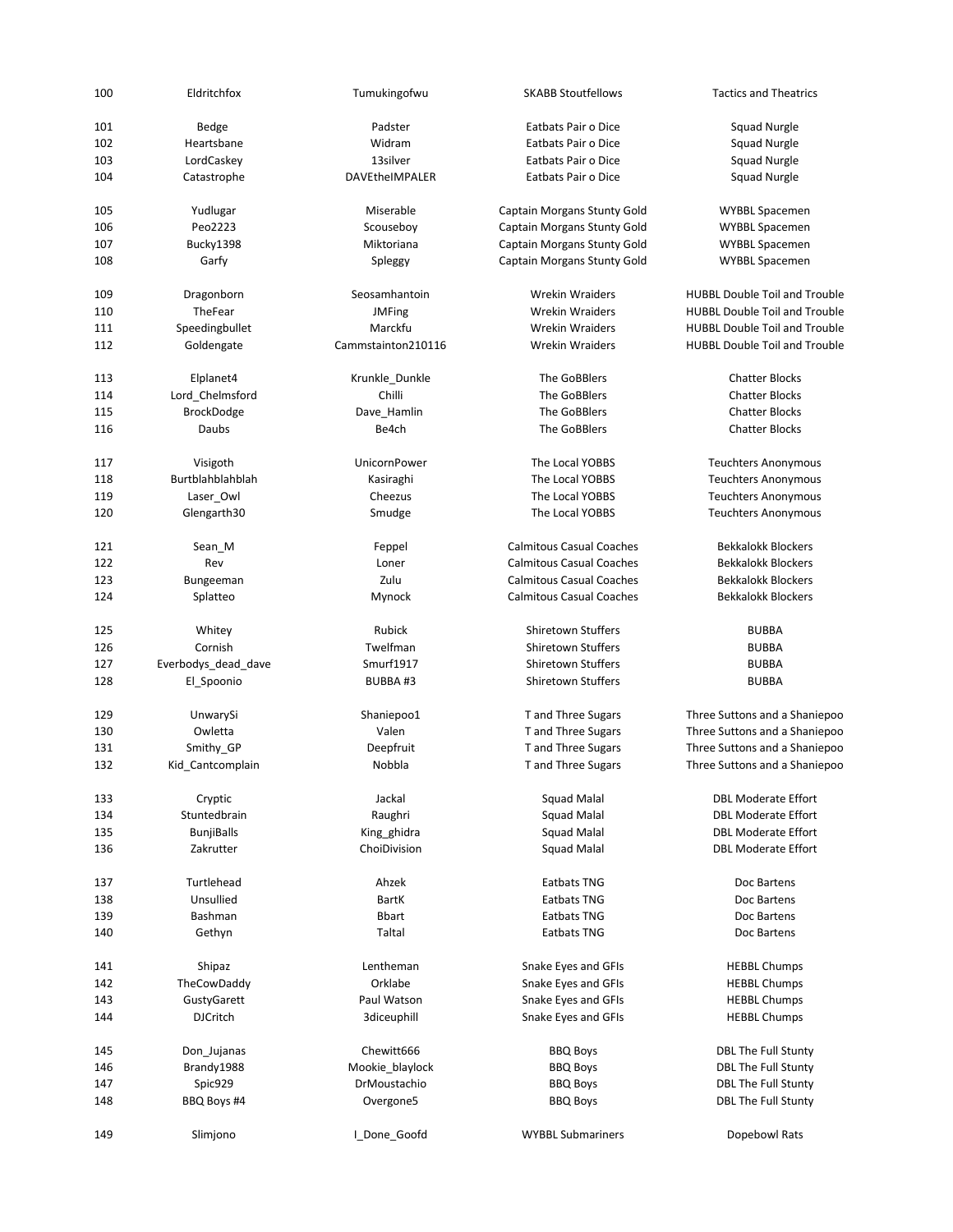| | | | | |
|---|---|---|---|---|
| 100 | Eldritchfox | Tumukingofwu | SKABB Stoutfellows | Tactics and Theatrics |
| 101 | Bedge | Padster | Eatbats Pair o Dice | Squad Nurgle |
| 102 | Heartsbane | Widram | Eatbats Pair o Dice | Squad Nurgle |
| 103 | LordCaskey | 13silver | Eatbats Pair o Dice | Squad Nurgle |
| 104 | Catastrophe | DAVEtheIMPALER | Eatbats Pair o Dice | Squad Nurgle |
| 105 | Yudlugar | Miserable | Captain Morgans Stunty Gold | WYBBL Spacemen |
| 106 | Peo2223 | Scouseboy | Captain Morgans Stunty Gold | WYBBL Spacemen |
| 107 | Bucky1398 | Miktoriana | Captain Morgans Stunty Gold | WYBBL Spacemen |
| 108 | Garfy | Spleggy | Captain Morgans Stunty Gold | WYBBL Spacemen |
| 109 | Dragonborn | Seosamhantoin | Wrekin Wraiders | HUBBL Double Toil and Trouble |
| 110 | TheFear | JMFing | Wrekin Wraiders | HUBBL Double Toil and Trouble |
| 111 | Speedingbullet | Marckfu | Wrekin Wraiders | HUBBL Double Toil and Trouble |
| 112 | Goldengate | Cammstainton210116 | Wrekin Wraiders | HUBBL Double Toil and Trouble |
| 113 | Elplanet4 | Krunkle_Dunkle | The GoBBlers | Chatter Blocks |
| 114 | Lord_Chelmsford | Chilli | The GoBBlers | Chatter Blocks |
| 115 | BrockDodge | Dave_Hamlin | The GoBBlers | Chatter Blocks |
| 116 | Daubs | Be4ch | The GoBBlers | Chatter Blocks |
| 117 | Visigoth | UnicornPower | The Local YOBBS | Teuchters Anonymous |
| 118 | Burtblahblahblah | Kasiraghi | The Local YOBBS | Teuchters Anonymous |
| 119 | Laser_Owl | Cheezus | The Local YOBBS | Teuchters Anonymous |
| 120 | Glengarth30 | Smudge | The Local YOBBS | Teuchters Anonymous |
| 121 | Sean_M | Feppel | Calmitous Casual Coaches | Bekkalokk Blockers |
| 122 | Rev | Loner | Calmitous Casual Coaches | Bekkalokk Blockers |
| 123 | Bungeeman | Zulu | Calmitous Casual Coaches | Bekkalokk Blockers |
| 124 | Splatteo | Mynock | Calmitous Casual Coaches | Bekkalokk Blockers |
| 125 | Whitey | Rubick | Shiretown Stuffers | BUBBA |
| 126 | Cornish | Twelfman | Shiretown Stuffers | BUBBA |
| 127 | Everbodys_dead_dave | Smurf1917 | Shiretown Stuffers | BUBBA |
| 128 | El_Spoonio | BUBBA #3 | Shiretown Stuffers | BUBBA |
| 129 | UnwarySi | Shaniepoo1 | T and Three Sugars | Three Suttons and a Shaniepoo |
| 130 | Owletta | Valen | T and Three Sugars | Three Suttons and a Shaniepoo |
| 131 | Smithy_GP | Deepfruit | T and Three Sugars | Three Suttons and a Shaniepoo |
| 132 | Kid_Cantcomplain | Nobbla | T and Three Sugars | Three Suttons and a Shaniepoo |
| 133 | Cryptic | Jackal | Squad Malal | DBL Moderate Effort |
| 134 | Stuntedbrain | Raughri | Squad Malal | DBL Moderate Effort |
| 135 | BunjiBalls | King_ghidra | Squad Malal | DBL Moderate Effort |
| 136 | Zakrutter | ChoiDivision | Squad Malal | DBL Moderate Effort |
| 137 | Turtlehead | Ahzek | Eatbats TNG | Doc Bartens |
| 138 | Unsullied | BartK | Eatbats TNG | Doc Bartens |
| 139 | Bashman | Bbart | Eatbats TNG | Doc Bartens |
| 140 | Gethyn | Taltal | Eatbats TNG | Doc Bartens |
| 141 | Shipaz | Lentheman | Snake Eyes and GFIs | HEBBL Chumps |
| 142 | TheCowDaddy | Orklabe | Snake Eyes and GFIs | HEBBL Chumps |
| 143 | GustyGarett | Paul Watson | Snake Eyes and GFIs | HEBBL Chumps |
| 144 | DJCritch | 3diceuphill | Snake Eyes and GFIs | HEBBL Chumps |
| 145 | Don_Jujanas | Chewitt666 | BBQ Boys | DBL The Full Stunty |
| 146 | Brandy1988 | Mookie_blaylock | BBQ Boys | DBL The Full Stunty |
| 147 | Spic929 | DrMoustachio | BBQ Boys | DBL The Full Stunty |
| 148 | BBQ Boys #4 | Overgone5 | BBQ Boys | DBL The Full Stunty |
| 149 | Slimjono | I_Done_Goofd | WYBBL Submariners | Dopebowl Rats |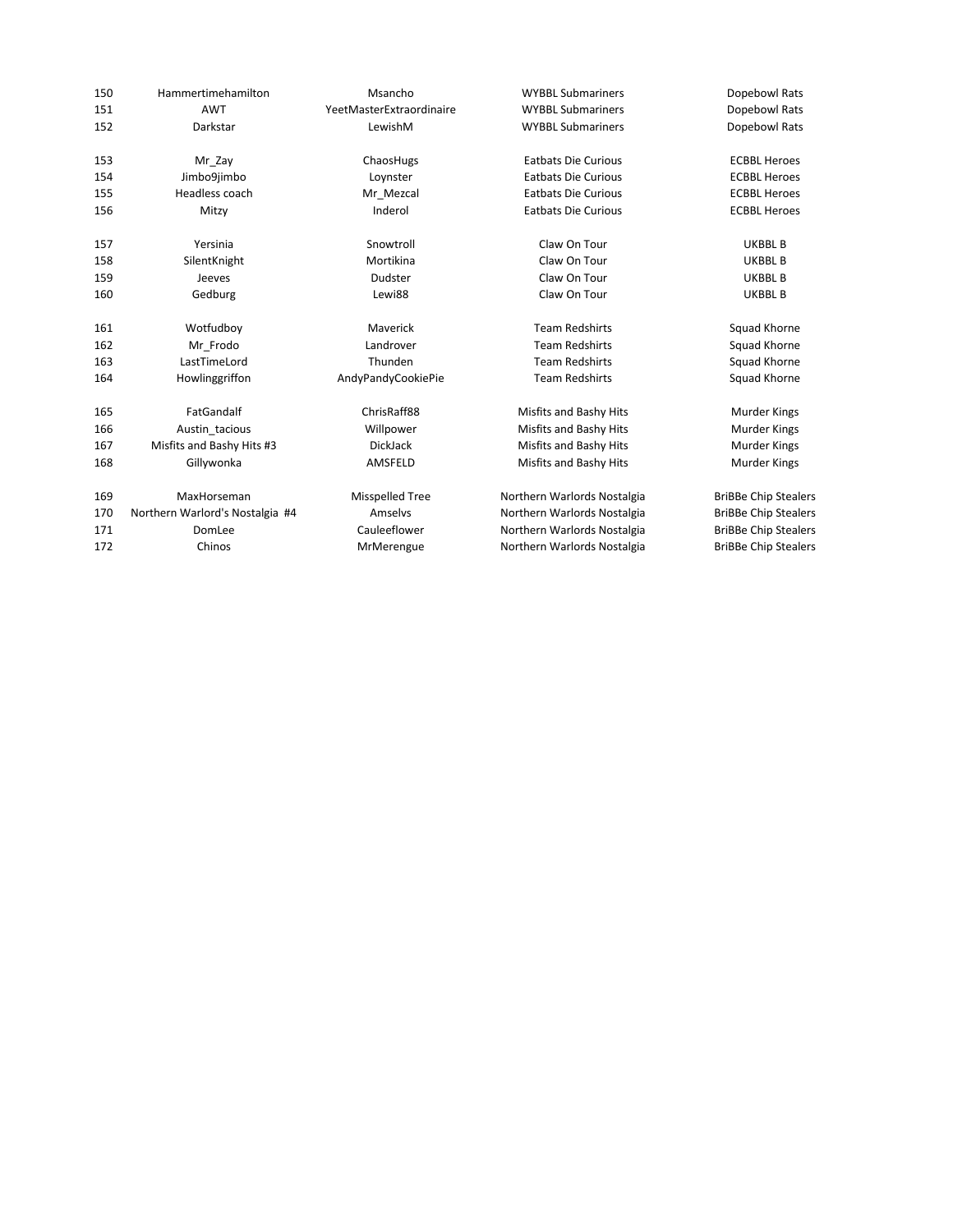| | | | | |
|---|---|---|---|---|
| 150 | Hammertimehamilton | Msancho | WYBBL Submariners | Dopebowl Rats |
| 151 | AWT | YeetMasterExtraordinaire | WYBBL Submariners | Dopebowl Rats |
| 152 | Darkstar | LewishM | WYBBL Submariners | Dopebowl Rats |
| 153 | Mr_Zay | ChaosHugs | Eatbats Die Curious | ECBBL Heroes |
| 154 | Jimbo9jimbo | Loynster | Eatbats Die Curious | ECBBL Heroes |
| 155 | Headless coach | Mr_Mezcal | Eatbats Die Curious | ECBBL Heroes |
| 156 | Mitzy | Inderol | Eatbats Die Curious | ECBBL Heroes |
| 157 | Yersinia | Snowtroll | Claw On Tour | UKBBL B |
| 158 | SilentKnight | Mortikina | Claw On Tour | UKBBL B |
| 159 | Jeeves | Dudster | Claw On Tour | UKBBL B |
| 160 | Gedburg | Lewi88 | Claw On Tour | UKBBL B |
| 161 | Wotfudboy | Maverick | Team Redshirts | Squad Khorne |
| 162 | Mr_Frodo | Landrover | Team Redshirts | Squad Khorne |
| 163 | LastTimeLord | Thunden | Team Redshirts | Squad Khorne |
| 164 | Howlinggriffon | AndyPandyCookiePie | Team Redshirts | Squad Khorne |
| 165 | FatGandalf | ChrisRaff88 | Misfits and Bashy Hits | Murder Kings |
| 166 | Austin_tacious | Willpower | Misfits and Bashy Hits | Murder Kings |
| 167 | Misfits and Bashy Hits #3 | DickJack | Misfits and Bashy Hits | Murder Kings |
| 168 | Gillywonka | AMSFELD | Misfits and Bashy Hits | Murder Kings |
| 169 | MaxHorseman | Misspelled Tree | Northern Warlords Nostalgia | BriBBe Chip Stealers |
| 170 | Northern Warlord's Nostalgia #4 | Amselvs | Northern Warlords Nostalgia | BriBBe Chip Stealers |
| 171 | DomLee | Cauleeflower | Northern Warlords Nostalgia | BriBBe Chip Stealers |
| 172 | Chinos | MrMerengue | Northern Warlords Nostalgia | BriBBe Chip Stealers |